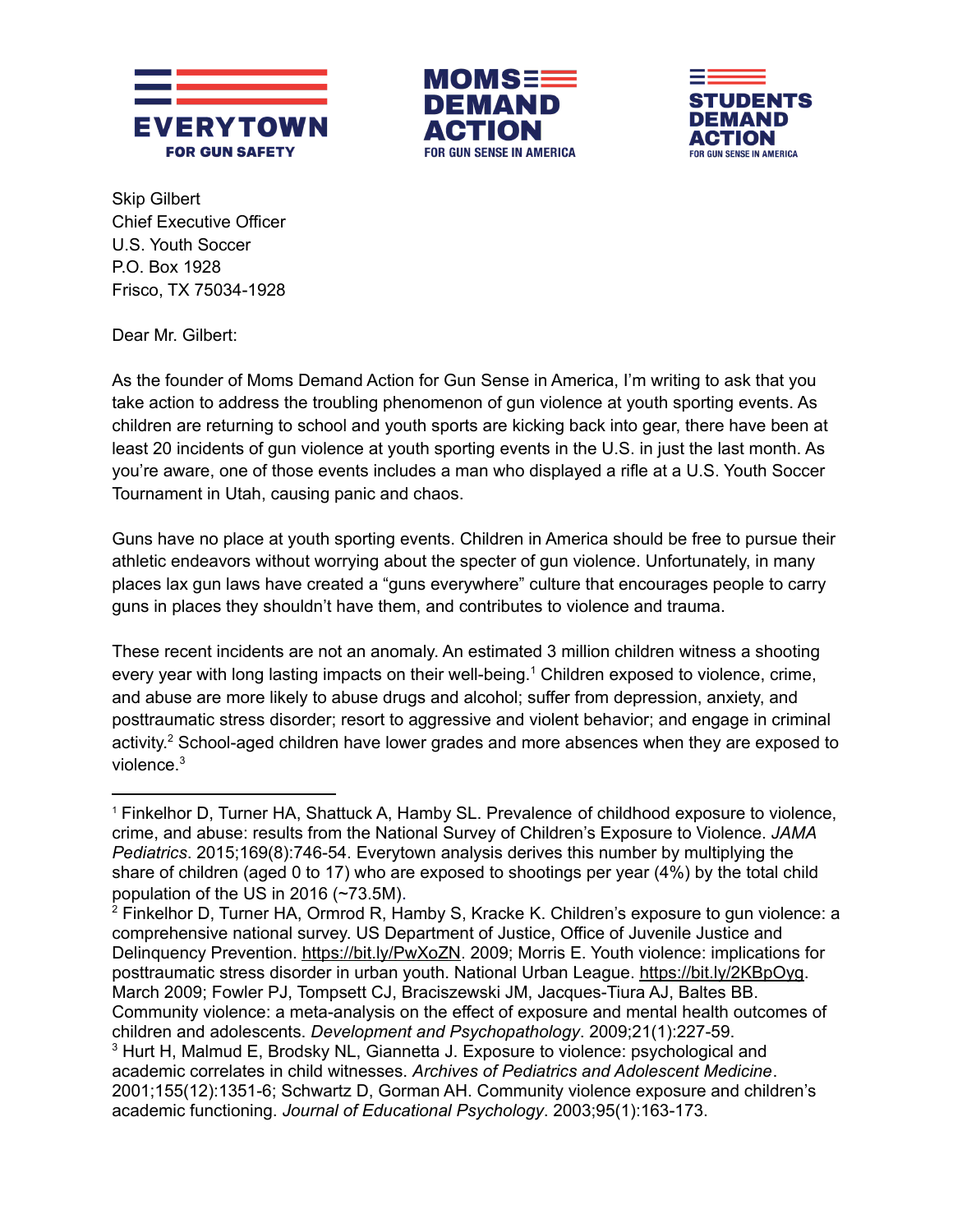EVERYTOWN FOR GUN SAFETY

MOMS DEMAND ACTION FOR GUN SENSE IN AMERICA

STUDENTS DEMAND ACTION FOR GUN SENSE IN AMERICA

Skip Gilbert
Chief Executive Officer
U.S. Youth Soccer
P.O. Box 1928
Frisco, TX 75034-1928

Dear Mr. Gilbert:

As the founder of Moms Demand Action for Gun Sense in America, I'm writing to ask that you take action to address the troubling phenomenon of gun violence at youth sporting events. As children are returning to school and youth sports are kicking back into gear, there have been at least 20 incidents of gun violence at youth sporting events in the U.S. in just the last month. As you're aware, one of those events includes a man who displayed a rifle at a U.S. Youth Soccer Tournament in Utah, causing panic and chaos.

Guns have no place at youth sporting events. Children in America should be free to pursue their athletic endeavors without worrying about the specter of gun violence. Unfortunately, in many places lax gun laws have created a "guns everywhere" culture that encourages people to carry guns in places they shouldn't have them, and contributes to violence and trauma.

These recent incidents are not an anomaly. An estimated 3 million children witness a shooting every year with long lasting impacts on their well-being.[1] Children exposed to violence, crime, and abuse are more likely to abuse drugs and alcohol; suffer from depression, anxiety, and posttraumatic stress disorder; resort to aggressive and violent behavior; and engage in criminal activity.[2] School-aged children have lower grades and more absences when they are exposed to violence.[3]

---

[1] Finkelhor D, Turner HA, Shattuck A, Hamby SL. Prevalence of childhood exposure to violence, crime, and abuse: results from the National Survey of Children's Exposure to Violence. *JAMA Pediatrics*. 2015;169(8):746-54. Everytown analysis derives this number by multiplying the share of children (aged 0 to 17) who are exposed to shootings per year (4%) by the total child population of the US in 2016 (~73.5M).

[2] Finkelhor D, Turner HA, Ormrod R, Hamby S, Kracke K. Children's exposure to gun violence: a comprehensive national survey. US Department of Justice, Office of Juvenile Justice and Delinquency Prevention. https://bit.ly/PwXoZN. 2009; Morris E. Youth violence: implications for posttraumatic stress disorder in urban youth. National Urban League. https://bit.ly/2KBpOyg. March 2009; Fowler PJ, Tompsett CJ, Braciszewski JM, Jacques-Tiura AJ, Baltes BB. Community violence: a meta-analysis on the effect of exposure and mental health outcomes of children and adolescents. *Development and Psychopathology*. 2009;21(1):227-59.

[3] Hurt H, Malmud E, Brodsky NL, Giannetta J. Exposure to violence: psychological and academic correlates in child witnesses. *Archives of Pediatrics and Adolescent Medicine*. 2001;155(12):1351-6; Schwartz D, Gorman AH. Community violence exposure and children's academic functioning. *Journal of Educational Psychology*. 2003;95(1):163-173.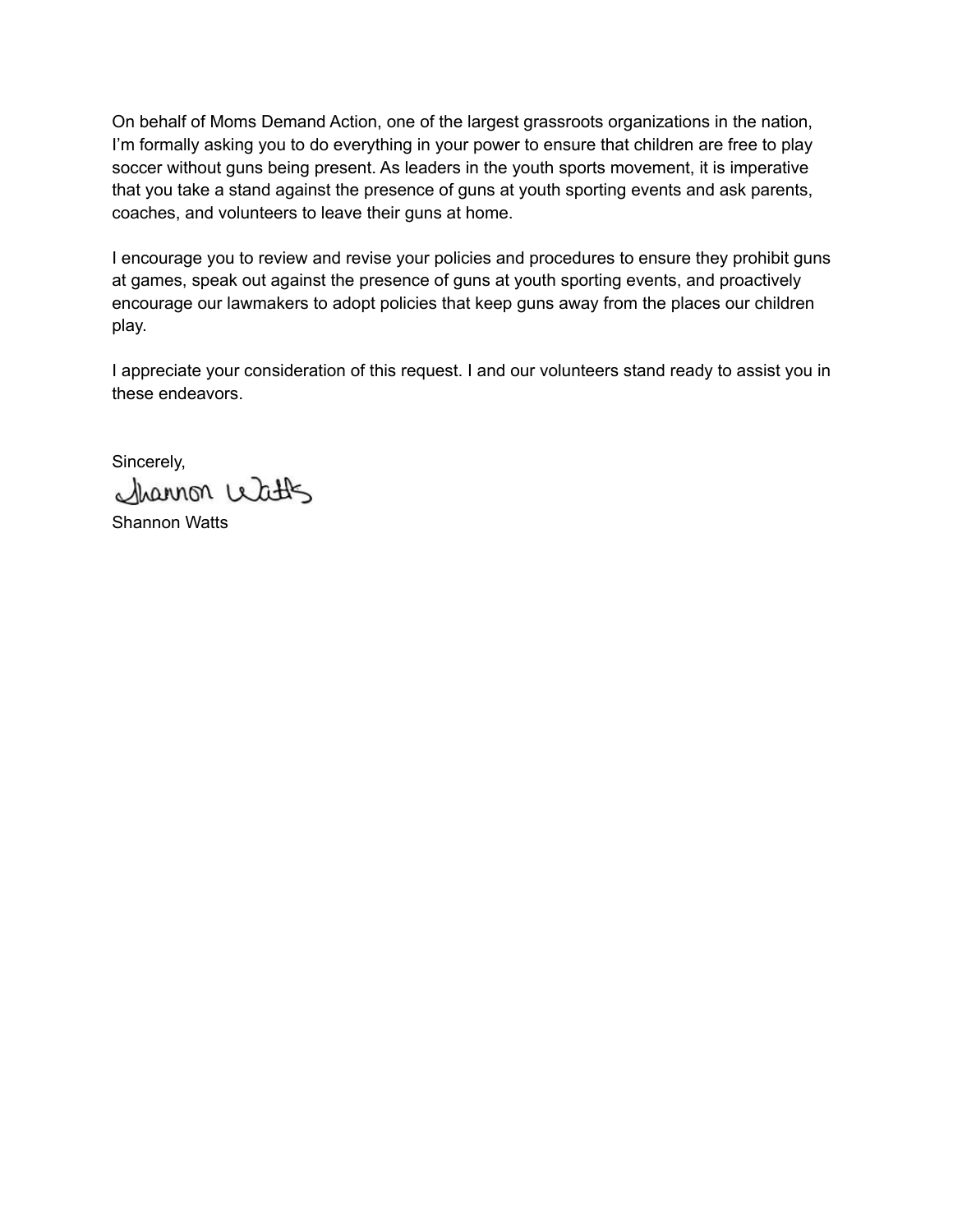On behalf of Moms Demand Action, one of the largest grassroots organizations in the nation, I'm formally asking you to do everything in your power to ensure that children are free to play soccer without guns being present. As leaders in the youth sports movement, it is imperative that you take a stand against the presence of guns at youth sporting events and ask parents, coaches, and volunteers to leave their guns at home.

I encourage you to review and revise your policies and procedures to ensure they prohibit guns at games, speak out against the presence of guns at youth sporting events, and proactively encourage our lawmakers to adopt policies that keep guns away from the places our children play.

I appreciate your consideration of this request. I and our volunteers stand ready to assist you in these endeavors.

Sincerely,

Shannon Watts